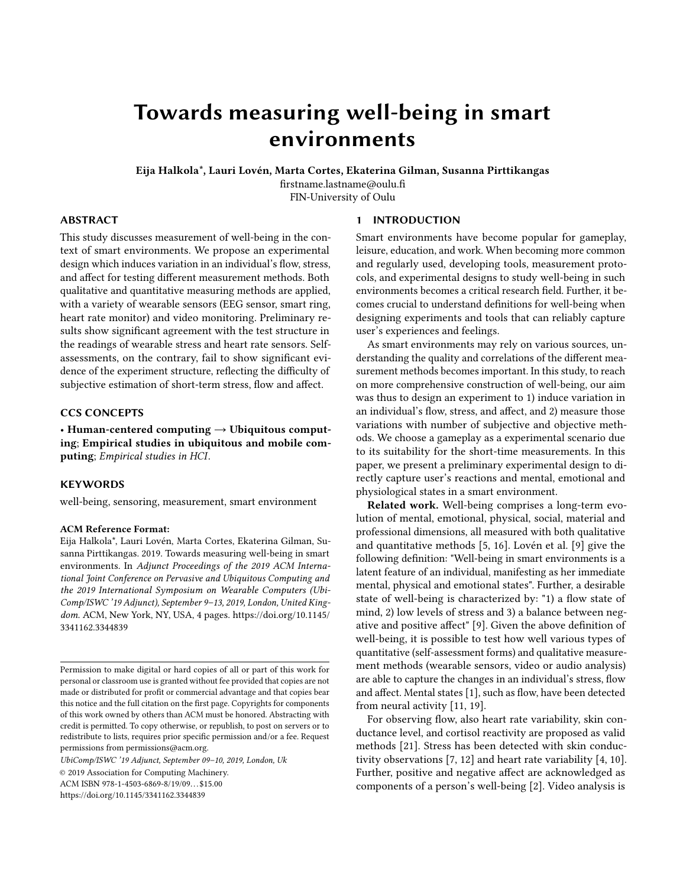# Towards measuring well-being in smart environments

**Eija Halkola*, Lauri Lovén, Marta Cortes, Ekaterina Gilman, Susanna Pirttikangas**
firstname.lastname@oulu.fi
FIN-University of Oulu

## ABSTRACT

This study discusses measurement of well-being in the context of smart environments. We propose an experimental design which induces variation in an individual's flow, stress, and affect for testing different measurement methods. Both qualitative and quantitative measuring methods are applied, with a variety of wearable sensors (EEG sensor, smart ring, heart rate monitor) and video monitoring. Preliminary results show significant agreement with the test structure in the readings of wearable stress and heart rate sensors. Self-assessments, on the contrary, fail to show significant evidence of the experiment structure, reflecting the difficulty of subjective estimation of short-term stress, flow and affect.

## CCS CONCEPTS

• **Human-centered computing → Ubiquitous computing**; **Empirical studies in ubiquitous and mobile computing**; *Empirical studies in HCI*.

## KEYWORDS

well-being, sensoring, measurement, smart environment

**ACM Reference Format:**
Eija Halkola*, Lauri Lovén, Marta Cortes, Ekaterina Gilman, Susanna Pirttikangas. 2019. Towards measuring well-being in smart environments. In *Adjunct Proceedings of the 2019 ACM International Joint Conference on Pervasive and Ubiquitous Computing and the 2019 International Symposium on Wearable Computers (UbiComp/ISWC '19 Adjunct), September 9–13, 2019, London, United Kingdom.* ACM, New York, NY, USA, 4 pages. https://doi.org/10.1145/3341162.3344839

Permission to make digital or hard copies of all or part of this work for personal or classroom use is granted without fee provided that copies are not made or distributed for profit or commercial advantage and that copies bear this notice and the full citation on the first page. Copyrights for components of this work owned by others than ACM must be honored. Abstracting with credit is permitted. To copy otherwise, or republish, to post on servers or to redistribute to lists, requires prior specific permission and/or a fee. Request permissions from permissions@acm.org.
*UbiComp/ISWC '19 Adjunct, September 09–10, 2019, London, Uk*
© 2019 Association for Computing Machinery.
ACM ISBN 978-1-4503-6869-8/19/09…$15.00
https://doi.org/10.1145/3341162.3344839

## 1 INTRODUCTION

Smart environments have become popular for gameplay, leisure, education, and work. When becoming more common and regularly used, developing tools, measurement protocols, and experimental designs to study well-being in such environments becomes a critical research field. Further, it becomes crucial to understand definitions for well-being when designing experiments and tools that can reliably capture user's experiences and feelings.

As smart environments may rely on various sources, understanding the quality and correlations of the different measurement methods becomes important. In this study, to reach on more comprehensive construction of well-being, our aim was thus to design an experiment to 1) induce variation in an individual's flow, stress, and affect, and 2) measure those variations with number of subjective and objective methods. We choose a gameplay as a experimental scenario due to its suitability for the short-time measurements. In this paper, we present a preliminary experimental design to directly capture user's reactions and mental, emotional and physiological states in a smart environment.

**Related work.** Well-being comprises a long-term evolution of mental, emotional, physical, social, material and professional dimensions, all measured with both qualitative and quantitative methods [5, 16]. Lovén et al. [9] give the following definition: "Well-being in smart environments is a latent feature of an individual, manifesting as her immediate mental, physical and emotional states". Further, a desirable state of well-being is characterized by: "1) a flow state of mind, 2) low levels of stress and 3) a balance between negative and positive affect" [9]. Given the above definition of well-being, it is possible to test how well various types of quantitative (self-assessment forms) and qualitative measurement methods (wearable sensors, video or audio analysis) are able to capture the changes in an individual's stress, flow and affect. Mental states [1], such as flow, have been detected from neural activity [11, 19].

For observing flow, also heart rate variability, skin conductance level, and cortisol reactivity are proposed as valid methods [21]. Stress has been detected with skin conductivity observations [7, 12] and heart rate variability [4, 10]. Further, positive and negative affect are acknowledged as components of a person's well-being [2]. Video analysis is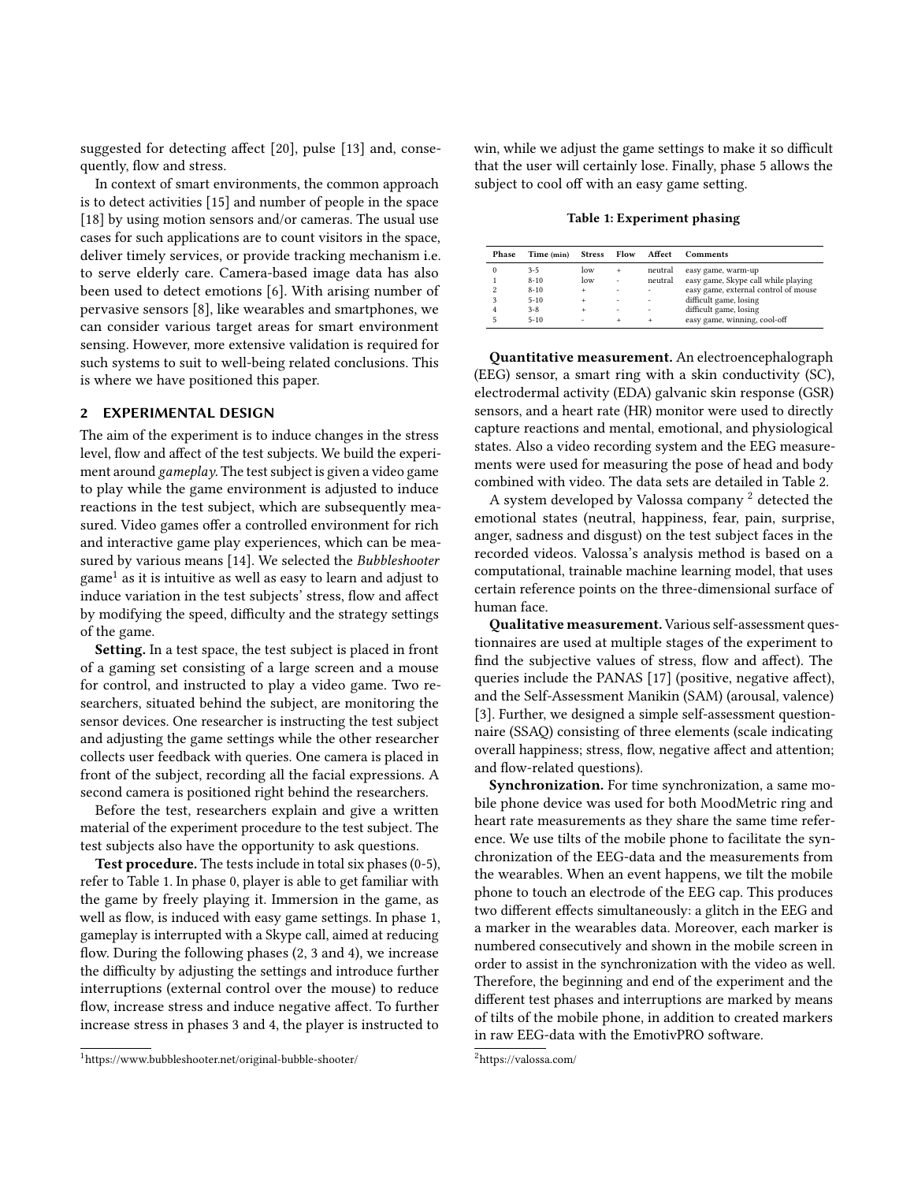suggested for detecting affect [20], pulse [13] and, consequently, flow and stress.

In context of smart environments, the common approach is to detect activities [15] and number of people in the space [18] by using motion sensors and/or cameras. The usual use cases for such applications are to count visitors in the space, deliver timely services, or provide tracking mechanism i.e. to serve elderly care. Camera-based image data has also been used to detect emotions [6]. With arising number of pervasive sensors [8], like wearables and smartphones, we can consider various target areas for smart environment sensing. However, more extensive validation is required for such systems to suit to well-being related conclusions. This is where we have positioned this paper.

## 2 EXPERIMENTAL DESIGN

The aim of the experiment is to induce changes in the stress level, flow and affect of the test subjects. We build the experiment around *gameplay*. The test subject is given a video game to play while the game environment is adjusted to induce reactions in the test subject, which are subsequently measured. Video games offer a controlled environment for rich and interactive game play experiences, which can be measured by various means [14]. We selected the *Bubbleshooter* game[1] as it is intuitive as well as easy to learn and adjust to induce variation in the test subjects' stress, flow and affect by modifying the speed, difficulty and the strategy settings of the game.

**Setting.** In a test space, the test subject is placed in front of a gaming set consisting of a large screen and a mouse for control, and instructed to play a video game. Two researchers, situated behind the subject, are monitoring the sensor devices. One researcher is instructing the test subject and adjusting the game settings while the other researcher collects user feedback with queries. One camera is placed in front of the subject, recording all the facial expressions. A second camera is positioned right behind the researchers.

Before the test, researchers explain and give a written material of the experiment procedure to the test subject. The test subjects also have the opportunity to ask questions.

**Test procedure.** The tests include in total six phases (0-5), refer to Table 1. In phase 0, player is able to get familiar with the game by freely playing it. Immersion in the game, as well as flow, is induced with easy game settings. In phase 1, gameplay is interrupted with a Skype call, aimed at reducing flow. During the following phases (2, 3 and 4), we increase the difficulty by adjusting the settings and introduce further interruptions (external control over the mouse) to reduce flow, increase stress and induce negative affect. To further increase stress in phases 3 and 4, the player is instructed to win, while we adjust the game settings to make it so difficult that the user will certainly lose. Finally, phase 5 allows the subject to cool off with an easy game setting.

**Table 1: Experiment phasing**

| Phase | Time (min) | Stress | Flow | Affect | Comments |
|---|---|---|---|---|---|
| 0 | 3-5 | low | + | neutral | easy game, warm-up |
| 1 | 8-10 | low | - | neutral | easy game, Skype call while playing |
| 2 | 8-10 | + | - | - | easy game, external control of mouse |
| 3 | 5-10 | + | - | - | difficult game, losing |
| 4 | 3-8 | + | - | - | difficult game, losing |
| 5 | 5-10 | - | + | + | easy game, winning, cool-off |

**Quantitative measurement.** An electroencephalograph (EEG) sensor, a smart ring with a skin conductivity (SC), electrodermal activity (EDA) galvanic skin response (GSR) sensors, and a heart rate (HR) monitor were used to directly capture reactions and mental, emotional, and physiological states. Also a video recording system and the EEG measurements were used for measuring the pose of head and body combined with video. The data sets are detailed in Table 2.

A system developed by Valossa company [2] detected the emotional states (neutral, happiness, fear, pain, surprise, anger, sadness and disgust) on the test subject faces in the recorded videos. Valossa's analysis method is based on a computational, trainable machine learning model, that uses certain reference points on the three-dimensional surface of human face.

**Qualitative measurement.** Various self-assessment questionnaires are used at multiple stages of the experiment to find the subjective values of stress, flow and affect). The queries include the PANAS [17] (positive, negative affect), and the Self-Assessment Manikin (SAM) (arousal, valence) [3]. Further, we designed a simple self-assessment questionnaire (SSAQ) consisting of three elements (scale indicating overall happiness; stress, flow, negative affect and attention; and flow-related questions).

**Synchronization.** For time synchronization, a same mobile phone device was used for both MoodMetric ring and heart rate measurements as they share the same time reference. We use tilts of the mobile phone to facilitate the synchronization of the EEG-data and the measurements from the wearables. When an event happens, we tilt the mobile phone to touch an electrode of the EEG cap. This produces two different effects simultaneously: a glitch in the EEG and a marker in the wearables data. Moreover, each marker is numbered consecutively and shown in the mobile screen in order to assist in the synchronization with the video as well. Therefore, the beginning and end of the experiment and the different test phases and interruptions are marked by means of tilts of the mobile phone, in addition to created markers in raw EEG-data with the EmotivPRO software.

[1] https://www.bubbleshooter.net/original-bubble-shooter/

[2] https://valossa.com/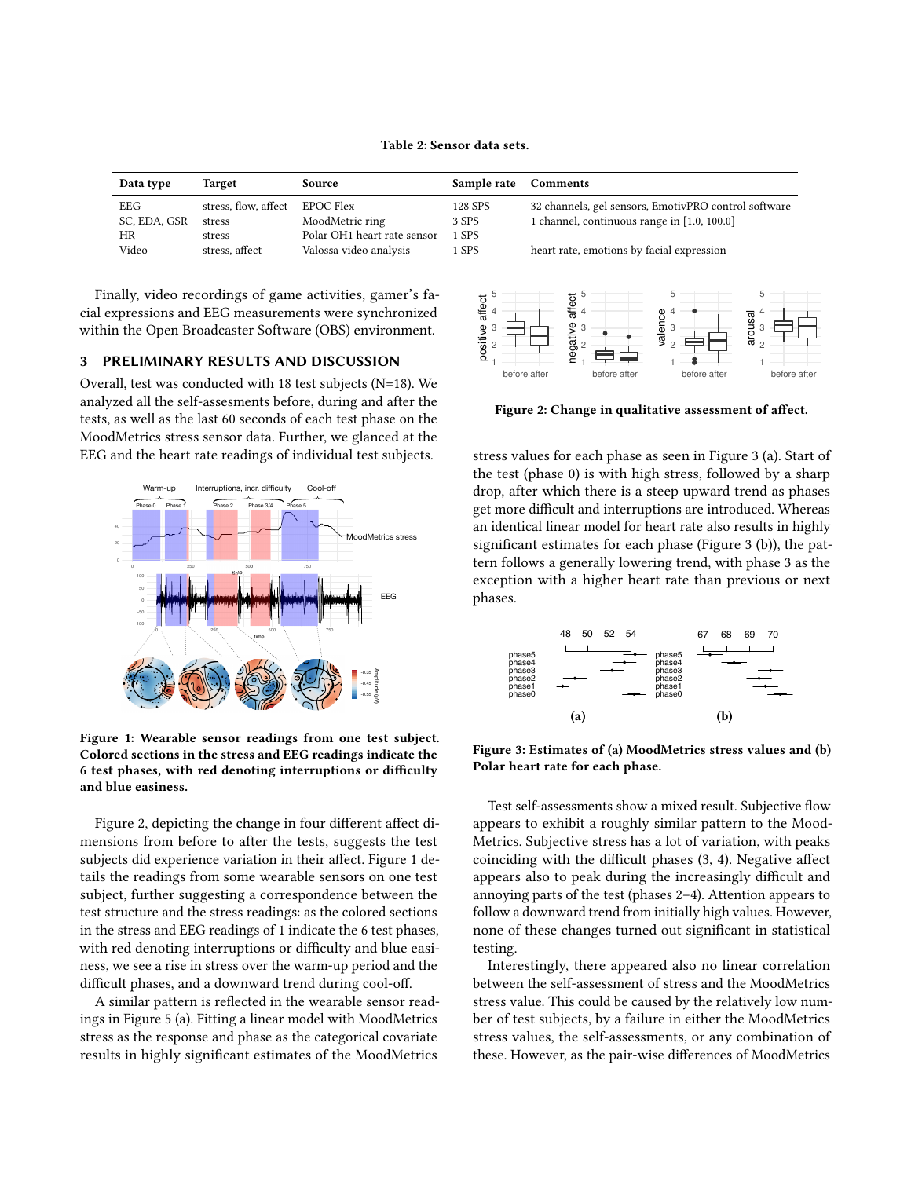**Table 2: Sensor data sets.**

| Data type | Target | Source | Sample rate | Comments |
|---|---|---|---|---|
| EEG | stress, flow, affect | EPOC Flex | 128 SPS | 32 channels, gel sensors, EmotivPRO control software |
| SC, EDA, GSR | stress | MoodMetric ring | 3 SPS | 1 channel, continuous range in [1.0, 100.0] |
| HR | stress | Polar OH1 heart rate sensor | 1 SPS | |
| Video | stress, affect | Valossa video analysis | 1 SPS | heart rate, emotions by facial expression |

Finally, video recordings of game activities, gamer's facial expressions and EEG measurements were synchronized within the Open Broadcaster Software (OBS) environment.

## 3 PRELIMINARY RESULTS AND DISCUSSION

Overall, test was conducted with 18 test subjects (N=18). We analyzed all the self-assessments before, during and after the tests, as well as the last 60 seconds of each test phase on the MoodMetrics stress sensor data. Further, we glanced at the EEG and the heart rate readings of individual test subjects.

**Figure 1: Wearable sensor readings from one test subject. Colored sections in the stress and EEG readings indicate the 6 test phases, with red denoting interruptions or difficulty and blue easiness.**

Figure 2, depicting the change in four different affect dimensions from before to after the tests, suggests the test subjects did experience variation in their affect. Figure 1 details the readings from some wearable sensors on one test subject, further suggesting a correspondence between the test structure and the stress readings: as the colored sections in the stress and EEG readings of 1 indicate the 6 test phases, with red denoting interruptions or difficulty and blue easiness, we see a rise in stress over the warm-up period and the difficult phases, and a downward trend during cool-off.

A similar pattern is reflected in the wearable sensor readings in Figure 5 (a). Fitting a linear model with MoodMetrics stress as the response and phase as the categorical covariate results in highly significant estimates of the MoodMetrics stress values for each phase as seen in Figure 3 (a). Start of the test (phase 0) is with high stress, followed by a sharp drop, after which there is a steep upward trend as phases get more difficult and interruptions are introduced. Whereas an identical linear model for heart rate also results in highly significant estimates for each phase (Figure 3 (b)), the pattern follows a generally lowering trend, with phase 3 as the exception with a higher heart rate than previous or next phases.

**Figure 2: Change in qualitative assessment of affect.**

**Figure 3: Estimates of (a) MoodMetrics stress values and (b) Polar heart rate for each phase.**

Test self-assessments show a mixed result. Subjective flow appears to exhibit a roughly similar pattern to the MoodMetrics. Subjective stress has a lot of variation, with peaks coinciding with the difficult phases (3, 4). Negative affect appears also to peak during the increasingly difficult and annoying parts of the test (phases 2–4). Attention appears to follow a downward trend from initially high values. However, none of these changes turned out significant in statistical testing.

Interestingly, there appeared also no linear correlation between the self-assessment of stress and the MoodMetrics stress value. This could be caused by the relatively low number of test subjects, by a failure in either the MoodMetrics stress values, the self-assessments, or any combination of these. However, as the pair-wise differences of MoodMetrics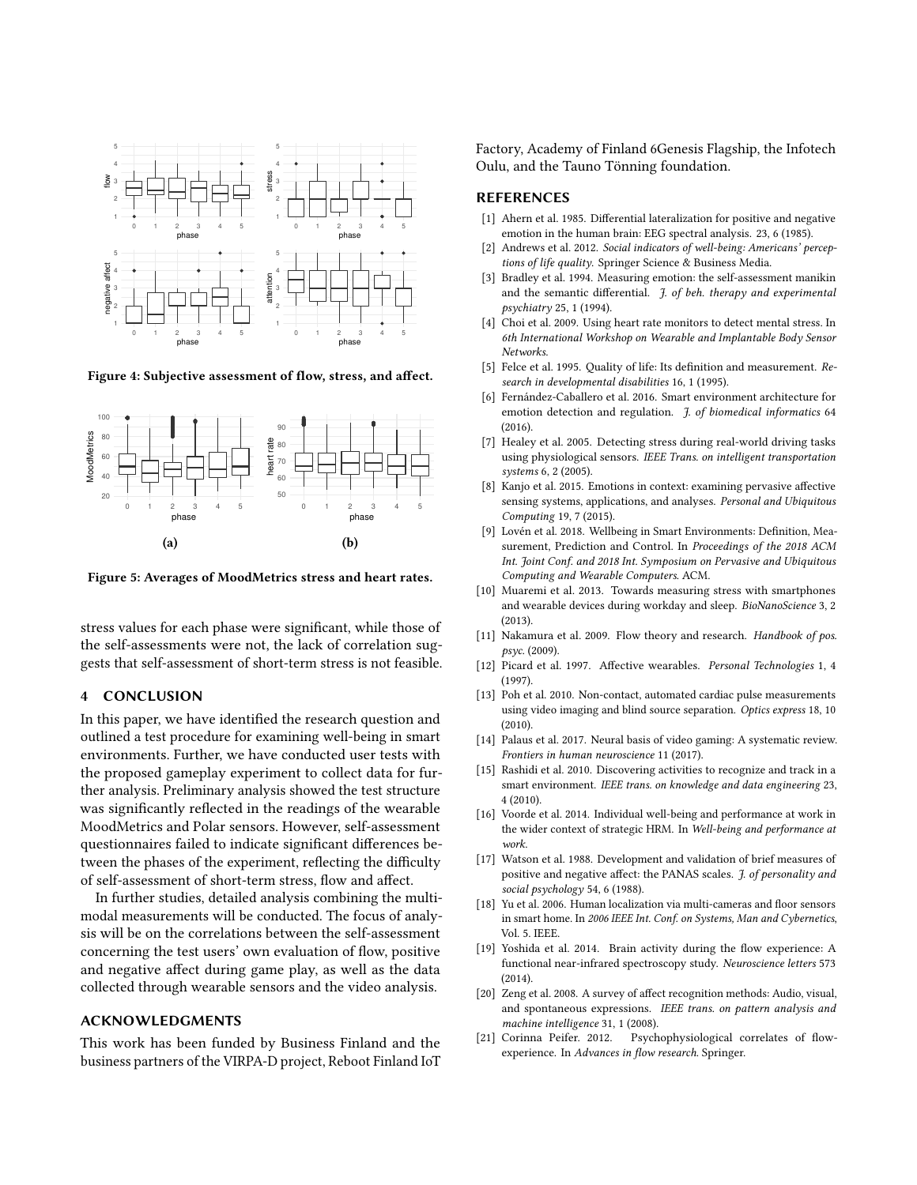5
4
3
2
1
flow
0 1 2 3 4 5
phase

5
4
3
2
1
stress
0 1 2 3 4 5
phase

5
4
3
2
1
negative affect
0 1 2 3 4 5
phase

5
4
3
2
1
attention
0 1 2 3 4 5
phase

**Figure 4: Subjective assessment of flow, stress, and affect.**

100
80
60
40
20
MoodMetrics
0 1 2 3 4 5
phase

**(a)**

90
80
70
60
50
heart rate
0 1 2 3 4 5
phase

**(b)**

**Figure 5: Averages of MoodMetrics stress and heart rates.**

stress values for each phase were significant, while those of the self-assessments were not, the lack of correlation suggests that self-assessment of short-term stress is not feasible.

## 4 CONCLUSION

In this paper, we have identified the research question and outlined a test procedure for examining well-being in smart environments. Further, we have conducted user tests with the proposed gameplay experiment to collect data for further analysis. Preliminary analysis showed the test structure was significantly reflected in the readings of the wearable MoodMetrics and Polar sensors. However, self-assessment questionnaires failed to indicate significant differences between the phases of the experiment, reflecting the difficulty of self-assessment of short-term stress, flow and affect.

In further studies, detailed analysis combining the multimodal measurements will be conducted. The focus of analysis will be on the correlations between the self-assessment concerning the test users' own evaluation of flow, positive and negative affect during game play, as well as the data collected through wearable sensors and the video analysis.

## ACKNOWLEDGMENTS

This work has been funded by Business Finland and the business partners of the VIRPA-D project, Reboot Finland IoT Factory, Academy of Finland 6Genesis Flagship, the Infotech Oulu, and the Tauno Tönning foundation.

## REFERENCES

[1] Ahern et al. 1985. Differential lateralization for positive and negative emotion in the human brain: EEG spectral analysis. 23, 6 (1985).

[2] Andrews et al. 2012. *Social indicators of well-being: Americans' perceptions of life quality.* Springer Science & Business Media.

[3] Bradley et al. 1994. Measuring emotion: the self-assessment manikin and the semantic differential. *J. of beh. therapy and experimental psychiatry* 25, 1 (1994).

[4] Choi et al. 2009. Using heart rate monitors to detect mental stress. In *6th International Workshop on Wearable and Implantable Body Sensor Networks.*

[5] Felce et al. 1995. Quality of life: Its definition and measurement. *Research in developmental disabilities* 16, 1 (1995).

[6] Fernández-Caballero et al. 2016. Smart environment architecture for emotion detection and regulation. *J. of biomedical informatics* 64 (2016).

[7] Healey et al. 2005. Detecting stress during real-world driving tasks using physiological sensors. *IEEE Trans. on intelligent transportation systems* 6, 2 (2005).

[8] Kanjo et al. 2015. Emotions in context: examining pervasive affective sensing systems, applications, and analyses. *Personal and Ubiquitous Computing* 19, 7 (2015).

[9] Lovén et al. 2018. Wellbeing in Smart Environments: Definition, Measurement, Prediction and Control. In *Proceedings of the 2018 ACM Int. Joint Conf. and 2018 Int. Symposium on Pervasive and Ubiquitous Computing and Wearable Computers*. ACM.

[10] Muaremi et al. 2013. Towards measuring stress with smartphones and wearable devices during workday and sleep. *BioNanoScience* 3, 2 (2013).

[11] Nakamura et al. 2009. Flow theory and research. *Handbook of pos. psyc.* (2009).

[12] Picard et al. 1997. Affective wearables. *Personal Technologies* 1, 4 (1997).

[13] Poh et al. 2010. Non-contact, automated cardiac pulse measurements using video imaging and blind source separation. *Optics express* 18, 10 (2010).

[14] Palaus et al. 2017. Neural basis of video gaming: A systematic review. *Frontiers in human neuroscience* 11 (2017).

[15] Rashidi et al. 2010. Discovering activities to recognize and track in a smart environment. *IEEE trans. on knowledge and data engineering* 23, 4 (2010).

[16] Voorde et al. 2014. Individual well-being and performance at work in the wider context of strategic HRM. In *Well-being and performance at work.*

[17] Watson et al. 1988. Development and validation of brief measures of positive and negative affect: the PANAS scales. *J. of personality and social psychology* 54, 6 (1988).

[18] Yu et al. 2006. Human localization via multi-cameras and floor sensors in smart home. In *2006 IEEE Int. Conf. on Systems, Man and Cybernetics*, Vol. 5. IEEE.

[19] Yoshida et al. 2014. Brain activity during the flow experience: A functional near-infrared spectroscopy study. *Neuroscience letters* 573 (2014).

[20] Zeng et al. 2008. A survey of affect recognition methods: Audio, visual, and spontaneous expressions. *IEEE trans. on pattern analysis and machine intelligence* 31, 1 (2008).

[21] Corinna Peifer. 2012. Psychophysiological correlates of flow-experience. In *Advances in flow research*. Springer.